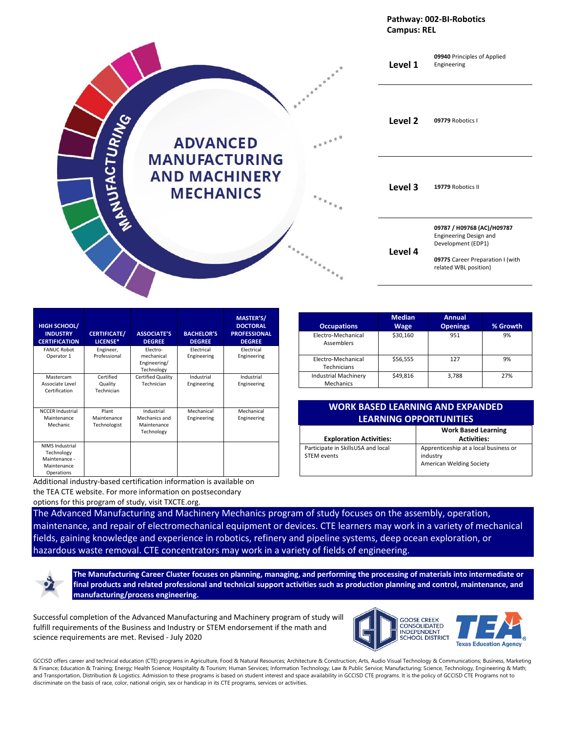**Pathway: 002-BI-Robotics**
**Campus: REL**

# ADVANCED MANUFACTURING AND MACHINERY MECHANICS

MANUFACTURING

| | |
|---|---|
| **Level 1** | **09940** Principles of Applied Engineering |
| **Level 2** | **09779** Robotics I |
| **Level 3** | **19779** Robotics II |
| **Level 4** | **09787 / H09768 (AC)/H09787** Engineering Design and Development (EDP1)<br><br>**09775** Career Preparation I (with related WBL position) |

| HIGH SCHOOL/ INDUSTRY CERTIFICATION | CERTIFICATE/ LICENSE* | ASSOCIATE'S DEGREE | BACHELOR'S DEGREE | MASTER'S/ DOCTORAL PROFESSIONAL DEGREE |
|---|---|---|---|---|
| FANUC Robot Operator 1 | Engineer, Professional | Electro-mechanical Engineering/ Technology | Electrical Engineering | Electrical Engineering |
| Mastercam Associate Level Certification | Certified Quality Technician | Certified Quality Technician | Industrial Engineering | Industrial Engineering |
| NCCER Industrial Maintenance Mechanic | Plant Maintenance Technologist | Industrial Mechanics and Maintenance Technology | Mechanical Engineering | Mechanical Engineering |
| NIMS Industrial Technology Maintenance - Maintenance Operations | | | | |

Additional industry-based certification information is available on the TEA CTE website. For more information on postsecondary options for this program of study, visit TXCTE.org.

| Occupations | Median Wage | Annual Openings | % Growth |
|---|---|---|---|
| Electro-Mechanical Assemblers | $30,160 | 951 | 9% |
| Electro-Mechanical Technicians | $56,555 | 127 | 9% |
| Industrial Machinery Mechanics | $49,816 | 3,788 | 27% |

## WORK BASED LEARNING AND EXPANDED LEARNING OPPORTUNITIES

| Exploration Activities: | Work Based Learning Activities: |
|---|---|
| Participate in SkillsUSA and local STEM events | Apprenticeship at a local business or industry<br>American Welding Society |

The Advanced Manufacturing and Machinery Mechanics program of study focuses on the assembly, operation, maintenance, and repair of electromechanical equipment or devices. CTE learners may work in a variety of mechanical fields, gaining knowledge and experience in robotics, refinery and pipeline systems, deep ocean exploration, or hazardous waste removal. CTE concentrators may work in a variety of fields of engineering.

**The Manufacturing Career Cluster focuses on planning, managing, and performing the processing of materials into intermediate or final products and related professional and technical support activities such as production planning and control, maintenance, and manufacturing/process engineering.**

Successful completion of the Advanced Manufacturing and Machinery program of study will fulfill requirements of the Business and Industry or STEM endorsement if the math and science requirements are met. Revised - July 2020

GOOSE CREEK CONSOLIDATED INDEPENDENT SCHOOL DISTRICT

Texas Education Agency

GCCISD offers career and technical education (CTE) programs in Agriculture, Food & Natural Resources; Architecture & Construction; Arts, Audio Visual Technology & Communications; Business, Marketing & Finance; Education & Training; Energy; Health Science; Hospitality & Tourism; Human Services; Information Technology; Law & Public Service; Manufacturing; Science, Technology, Engineering & Math; and Transportation, Distribution & Logistics. Admission to these programs is based on student interest and space availability in GCCISD CTE programs. It is the policy of GCCISD CTE Programs not to discriminate on the basis of race, color, national origin, sex or handicap in its CTE programs, services or activities.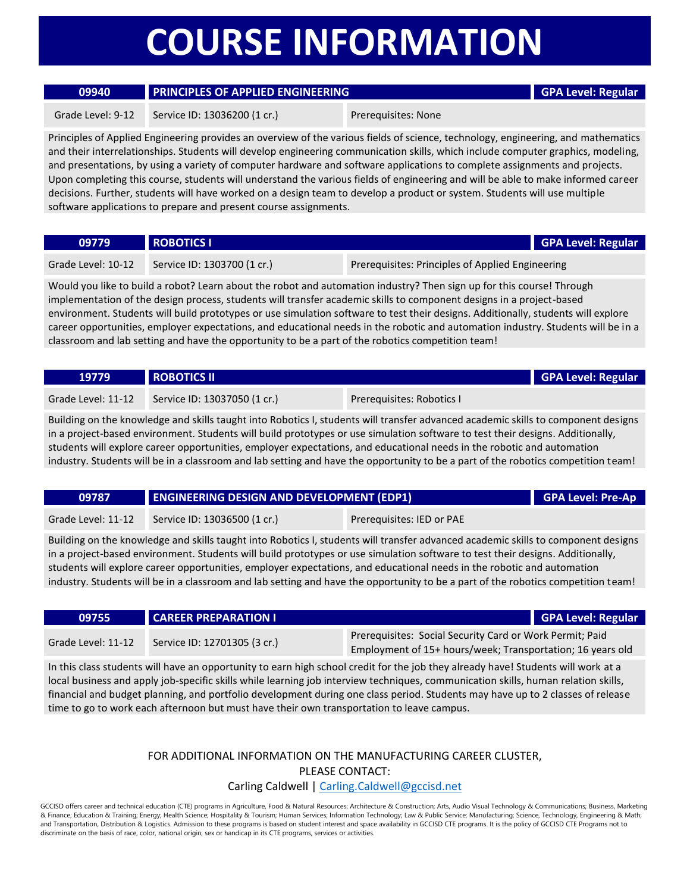# COURSE INFORMATION

| 09940 | PRINCIPLES OF APPLIED ENGINEERING | GPA Level: Regular |
|---|---|---|
| Grade Level: 9-12 | Service ID: 13036200 (1 cr.) | Prerequisites: None |

Principles of Applied Engineering provides an overview of the various fields of science, technology, engineering, and mathematics and their interrelationships. Students will develop engineering communication skills, which include computer graphics, modeling, and presentations, by using a variety of computer hardware and software applications to complete assignments and projects. Upon completing this course, students will understand the various fields of engineering and will be able to make informed career decisions. Further, students will have worked on a design team to develop a product or system. Students will use multiple software applications to prepare and present course assignments.

| 09779 | ROBOTICS I | GPA Level: Regular |
|---|---|---|
| Grade Level: 10-12 | Service ID: 1303700 (1 cr.) | Prerequisites: Principles of Applied Engineering |

Would you like to build a robot? Learn about the robot and automation industry? Then sign up for this course! Through implementation of the design process, students will transfer academic skills to component designs in a project-based environment. Students will build prototypes or use simulation software to test their designs. Additionally, students will explore career opportunities, employer expectations, and educational needs in the robotic and automation industry. Students will be in a classroom and lab setting and have the opportunity to be a part of the robotics competition team!

| 19779 | ROBOTICS II | GPA Level: Regular |
|---|---|---|
| Grade Level: 11-12 | Service ID: 13037050 (1 cr.) | Prerequisites: Robotics I |

Building on the knowledge and skills taught into Robotics I, students will transfer advanced academic skills to component designs in a project-based environment. Students will build prototypes or use simulation software to test their designs. Additionally, students will explore career opportunities, employer expectations, and educational needs in the robotic and automation industry. Students will be in a classroom and lab setting and have the opportunity to be a part of the robotics competition team!

| 09787 | ENGINEERING DESIGN AND DEVELOPMENT (EDP1) | GPA Level: Pre-Ap |
|---|---|---|
| Grade Level: 11-12 | Service ID: 13036500 (1 cr.) | Prerequisites: IED or PAE |

Building on the knowledge and skills taught into Robotics I, students will transfer advanced academic skills to component designs in a project-based environment. Students will build prototypes or use simulation software to test their designs. Additionally, students will explore career opportunities, employer expectations, and educational needs in the robotic and automation industry. Students will be in a classroom and lab setting and have the opportunity to be a part of the robotics competition team!

| 09755 | CAREER PREPARATION I | GPA Level: Regular |
|---|---|---|
| Grade Level: 11-12 | Service ID: 12701305 (3 cr.) | Prerequisites: Social Security Card or Work Permit; Paid Employment of 15+ hours/week; Transportation; 16 years old |

In this class students will have an opportunity to earn high school credit for the job they already have! Students will work at a local business and apply job-specific skills while learning job interview techniques, communication skills, human relation skills, financial and budget planning, and portfolio development during one class period. Students may have up to 2 classes of release time to go to work each afternoon but must have their own transportation to leave campus.

FOR ADDITIONAL INFORMATION ON THE MANUFACTURING CAREER CLUSTER,
PLEASE CONTACT:
Carling Caldwell | Carling.Caldwell@gccisd.net

GCCISD offers career and technical education (CTE) programs in Agriculture, Food & Natural Resources; Architecture & Construction; Arts, Audio Visual Technology & Communications; Business, Marketing & Finance; Education & Training; Energy; Health Science; Hospitality & Tourism; Human Services; Information Technology; Law & Public Service; Manufacturing; Science, Technology, Engineering & Math; and Transportation, Distribution & Logistics. Admission to these programs is based on student interest and space availability in GCCISD CTE programs. It is the policy of GCCISD CTE Programs not to discriminate on the basis of race, color, national origin, sex or handicap in its CTE programs, services or activities.